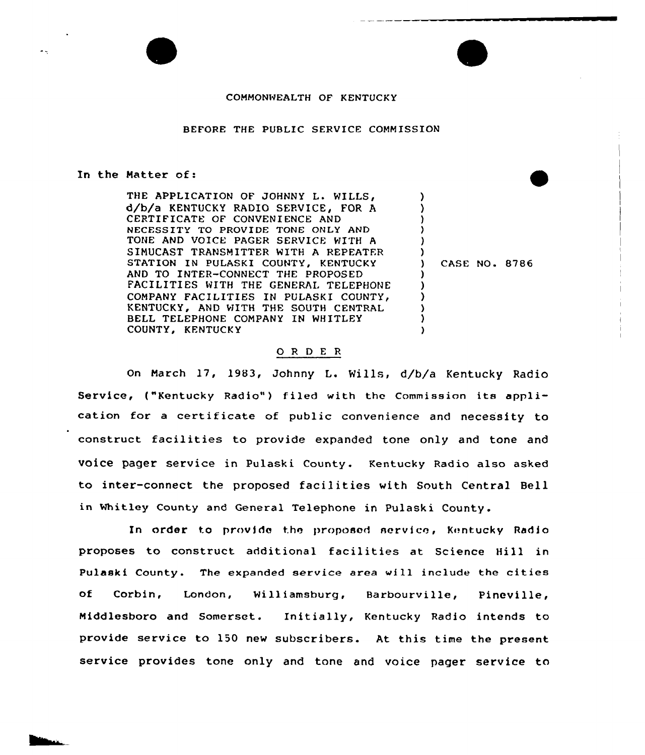COMMONWEALTH OF KENTUCKY

BEFORE THE PUBLIC SERVICE COMMISSION

In the Matter of:

| | | |
|---|---|---|
| THE APPLICATION OF JOHNNY L. WILLS, d/b/a KENTUCKY RADIO SERVICE, FOR A CERTIFICATE OF CONVENIENCE AND NECESSITY TO PROVIDE TONE ONLY AND TONE AND VOICE PAGER SERVICE WITH A SIMUCAST TRANSMITTER WITH A REPEATER STATION IN PULASKI COUNTY, KENTUCKY AND TO INTER-CONNECT THE PROPOSED FACILITIES WITH THE GENERAL TELEPHONE COMPANY FACILITIES IN PULASKI COUNTY, KENTUCKY, AND WITH THE SOUTH CENTRAL BELL TELEPHONE COMPANY IN WHITLEY COUNTY, KENTUCKY | ) | CASE NO. 8786 |

O R D E R

On March 17, 1983, Johnny L. Wills, d/b/a Kentucky Radio Service, ("Kentucky Radio") filed with the Commission its application for a certificate of public convenience and necessity to construct facilities to provide expanded tone only and tone and voice pager service in Pulaski County. Kentucky Radio also asked to inter-connect the proposed facilities with South Central Bell in Whitley County and General Telephone in Pulaski County.

In order to provide the proposed service, Kentucky Radio proposes to construct additional facilities at Science Hill in Pulaski County. The expanded service area will include the cities of Corbin, London, Williamsburg, Barbourville, Pineville, Middlesboro and Somerset. Initially, Kentucky Radio intends to provide service to 150 new subscribers. At this time the present service provides tone only and tone and voice pager service to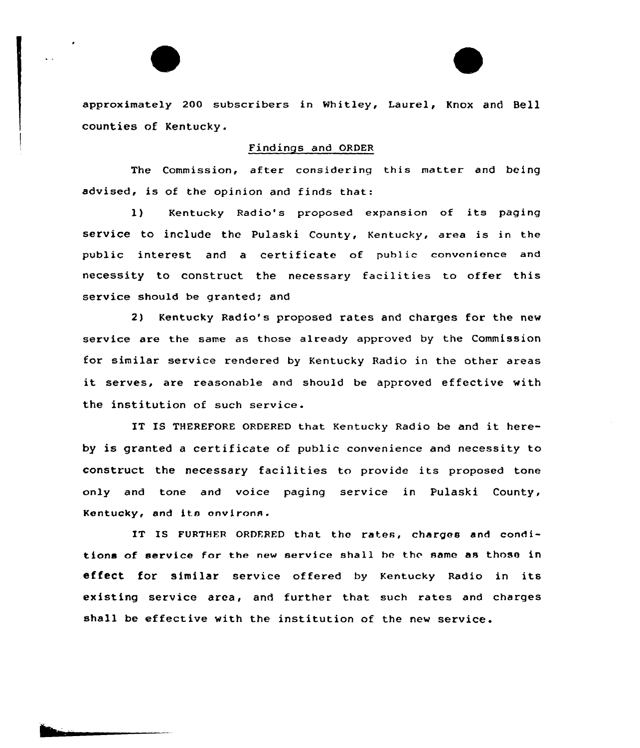approximately 200 subscribers in Whitley, Laurel, Knox and Bell counties of Kentucky.

Findings and ORDER

The Commission, after considering this matter and being advised, is of the opinion and finds that:

1) Kentucky Radio's proposed expansion of its paging service to include the Pulaski County, Kentucky, area is in the public interest and a certificate of public convenience and necessity to construct the necessary facilities to offer this service should be granted; and

2) Kentucky Radio's proposed rates and charges for the new service are the same as those already approved by the Commission for similar service rendered by Kentucky Radio in the other areas it serves, are reasonable and should be approved effective with the institution of such service.

IT IS THEREFORE ORDERED that Kentucky Radio be and it hereby is granted a certificate of public convenience and necessity to construct the necessary facilities to provide its proposed tone only and tone and voice paging service in Pulaski County, Kentucky, and its environs.

IT IS FURTHER ORDERED that the rates, charges and conditions of service for the new service shall be the same as those in effect for similar service offered by Kentucky Radio in its existing service area, and further that such rates and charges shall be effective with the institution of the new service.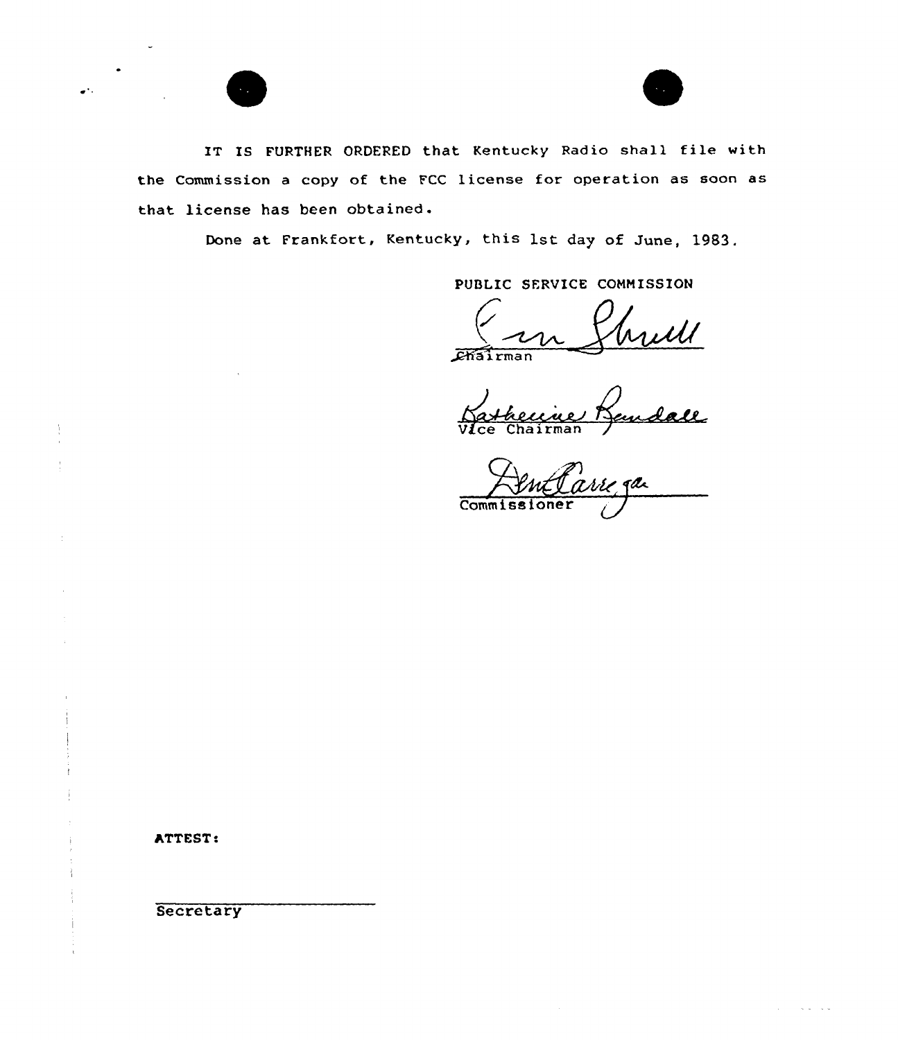IT IS FURTHER ORDERED that Kentucky Radio shall file with the Commission a copy of the FCC license for operation as soon as that license has been obtained.

Done at Frankfort, Kentucky, this 1st day of June, 1983.

PUBLIC SERVICE COMMISSION

Chairman

Vice Chairman

Commissioner

ATTEST:

Secretary